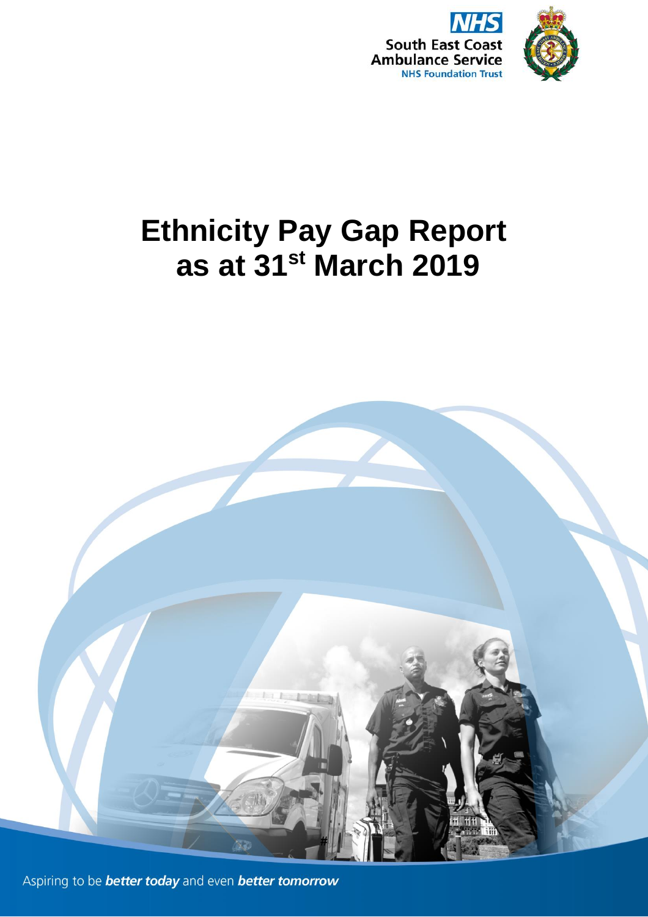NHS
South East Coast Ambulance Service
NHS Foundation Trust

# Ethnicity Pay Gap Report as at 31st March 2019

Aspiring to be ***better today*** and even ***better tomorrow***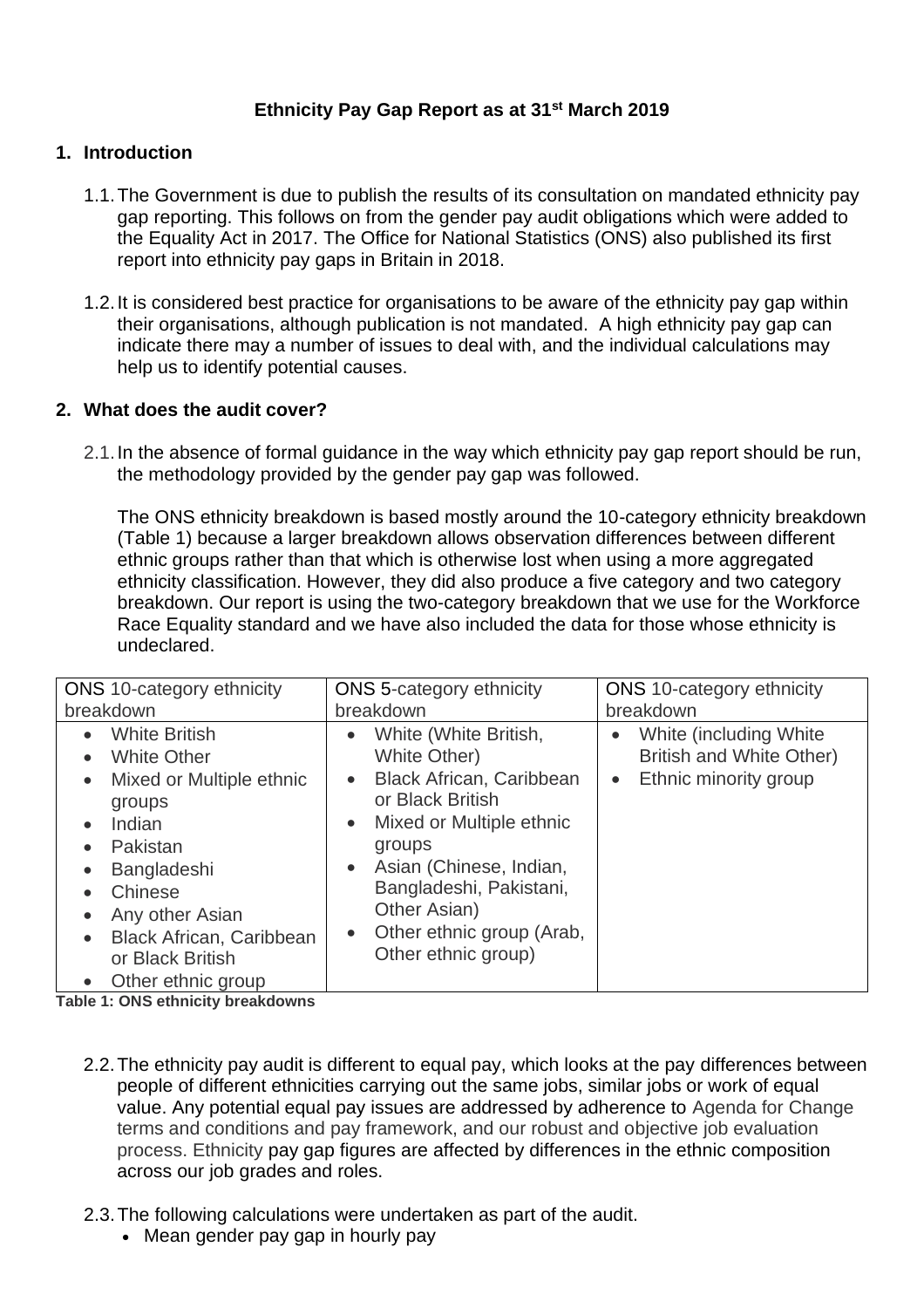**Ethnicity Pay Gap Report as at 31st March 2019**

## 1. Introduction

1.1. The Government is due to publish the results of its consultation on mandated ethnicity pay gap reporting. This follows on from the gender pay audit obligations which were added to the Equality Act in 2017. The Office for National Statistics (ONS) also published its first report into ethnicity pay gaps in Britain in 2018.

1.2. It is considered best practice for organisations to be aware of the ethnicity pay gap within their organisations, although publication is not mandated. A high ethnicity pay gap can indicate there may a number of issues to deal with, and the individual calculations may help us to identify potential causes.

## 2. What does the audit cover?

2.1. In the absence of formal guidance in the way which ethnicity pay gap report should be run, the methodology provided by the gender pay gap was followed.

The ONS ethnicity breakdown is based mostly around the 10-category ethnicity breakdown (Table 1) because a larger breakdown allows observation differences between different ethnic groups rather than that which is otherwise lost when using a more aggregated ethnicity classification. However, they did also produce a five category and two category breakdown. Our report is using the two-category breakdown that we use for the Workforce Race Equality standard and we have also included the data for those whose ethnicity is undeclared.

| ONS 10-category ethnicity breakdown | ONS 5-category ethnicity breakdown | ONS 10-category ethnicity breakdown |
|---|---|---|
| • White British<br>• White Other<br>• Mixed or Multiple ethnic groups<br>• Indian<br>• Pakistan<br>• Bangladeshi<br>• Chinese<br>• Any other Asian<br>• Black African, Caribbean or Black British<br>• Other ethnic group | • White (White British, White Other)<br>• Black African, Caribbean or Black British<br>• Mixed or Multiple ethnic groups<br>• Asian (Chinese, Indian, Bangladeshi, Pakistani, Other Asian)<br>• Other ethnic group (Arab, Other ethnic group) | • White (including White British and White Other)<br>• Ethnic minority group |

**Table 1: ONS ethnicity breakdowns**

2.2. The ethnicity pay audit is different to equal pay, which looks at the pay differences between people of different ethnicities carrying out the same jobs, similar jobs or work of equal value. Any potential equal pay issues are addressed by adherence to Agenda for Change terms and conditions and pay framework, and our robust and objective job evaluation process. Ethnicity pay gap figures are affected by differences in the ethnic composition across our job grades and roles.

2.3. The following calculations were undertaken as part of the audit.

- Mean gender pay gap in hourly pay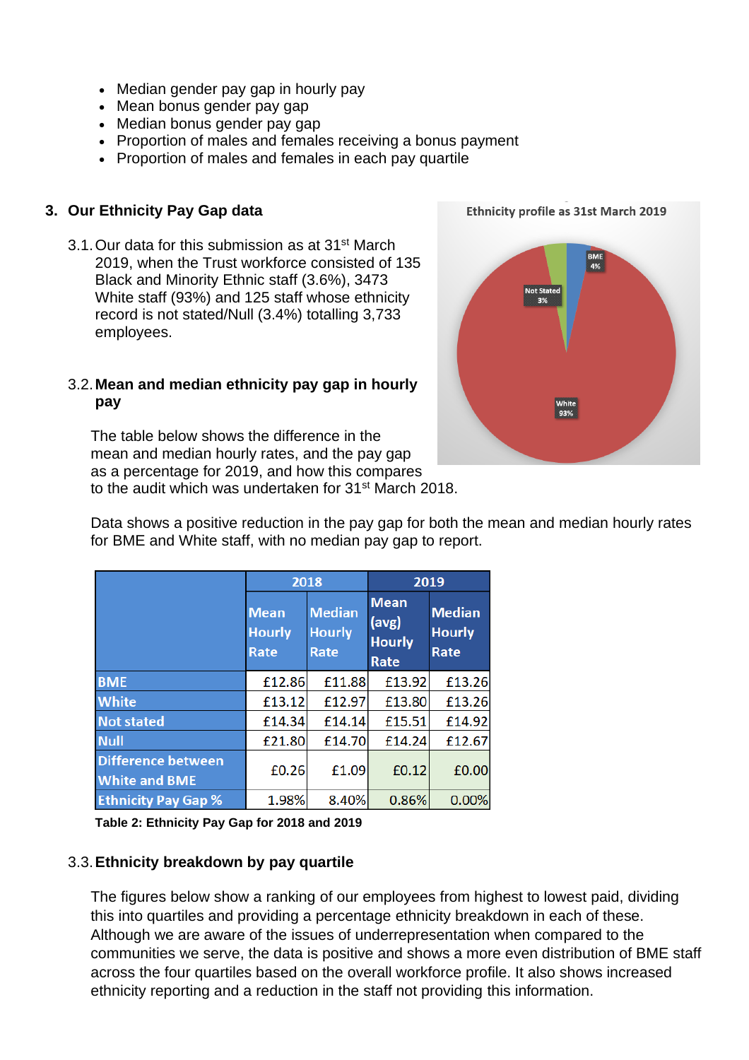- Median gender pay gap in hourly pay
- Mean bonus gender pay gap
- Median bonus gender pay gap
- Proportion of males and females receiving a bonus payment
- Proportion of males and females in each pay quartile

## 3. Our Ethnicity Pay Gap data

3.1. Our data for this submission as at 31st March 2019, when the Trust workforce consisted of 135 Black and Minority Ethnic staff (3.6%), 3473 White staff (93%) and 125 staff whose ethnicity record is not stated/Null (3.4%) totalling 3,733 employees.

Ethnicity profile as 31st March 2019

BME 4%
Not Stated 3%
White 93%

### 3.2. Mean and median ethnicity pay gap in hourly pay

The table below shows the difference in the mean and median hourly rates, and the pay gap as a percentage for 2019, and how this compares to the audit which was undertaken for 31st March 2018.

Data shows a positive reduction in the pay gap for both the mean and median hourly rates for BME and White staff, with no median pay gap to report.

| | 2018 | | 2019 | |
|---|---|---|---|---|
| | Mean Hourly Rate | Median Hourly Rate | Mean (avg) Hourly Rate | Median Hourly Rate |
| BME | £12.86 | £11.88 | £13.92 | £13.26 |
| White | £13.12 | £12.97 | £13.80 | £13.26 |
| Not stated | £14.34 | £14.14 | £15.51 | £14.92 |
| Null | £21.80 | £14.70 | £14.24 | £12.67 |
| Difference between White and BME | £0.26 | £1.09 | £0.12 | £0.00 |
| Ethnicity Pay Gap % | 1.98% | 8.40% | 0.86% | 0.00% |

**Table 2: Ethnicity Pay Gap for 2018 and 2019**

### 3.3. Ethnicity breakdown by pay quartile

The figures below show a ranking of our employees from highest to lowest paid, dividing this into quartiles and providing a percentage ethnicity breakdown in each of these. Although we are aware of the issues of underrepresentation when compared to the communities we serve, the data is positive and shows a more even distribution of BME staff across the four quartiles based on the overall workforce profile. It also shows increased ethnicity reporting and a reduction in the staff not providing this information.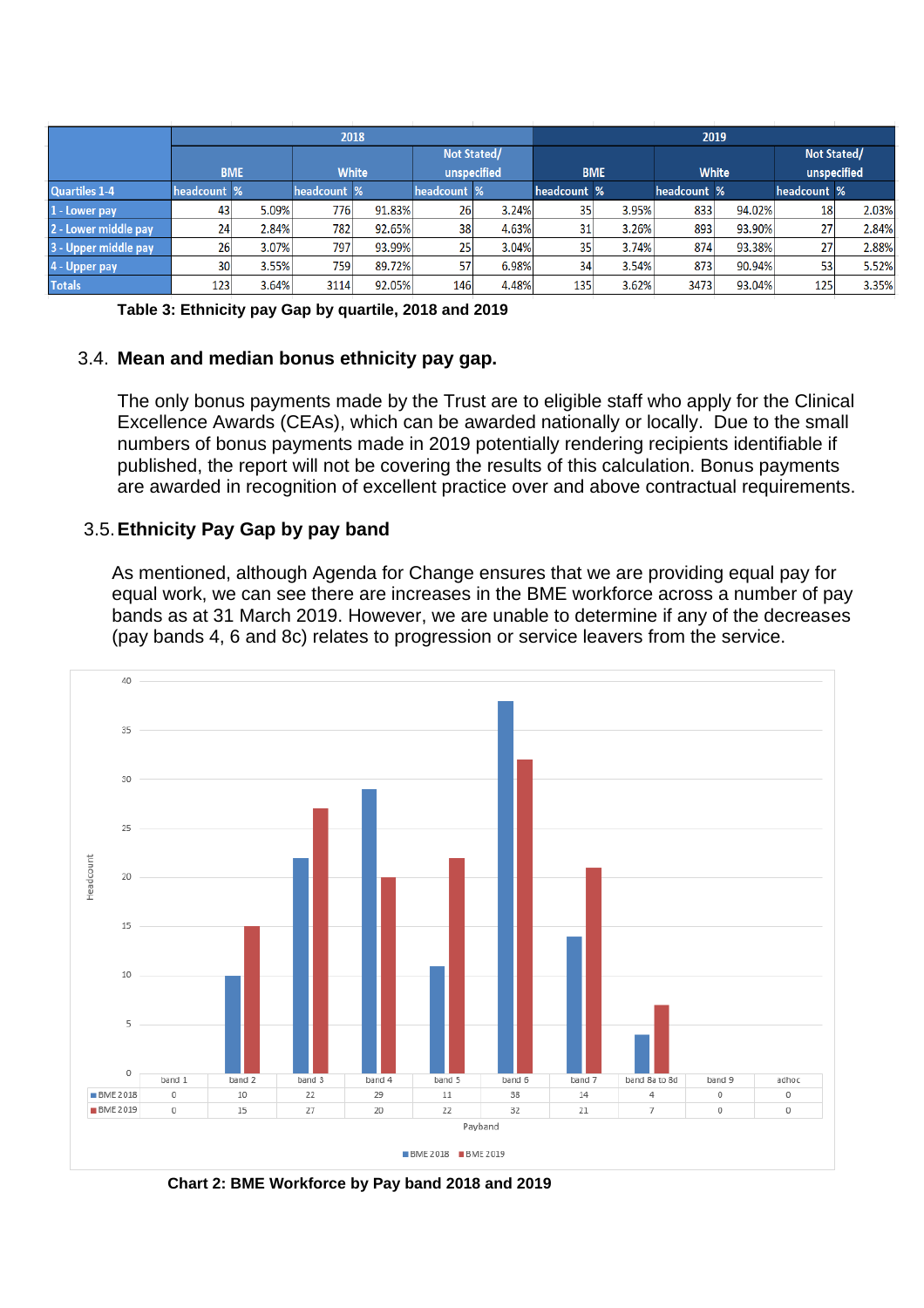| Quartiles 1-4 | 2018 | | | | | | 2019 | | | | | |
|---|---|---|---|---|---|---|---|---|---|---|---|---|
| | BME | | White | | Not Stated/ unspecified | | BME | | White | | Not Stated/ unspecified | |
| | headcount | % | headcount | % | headcount | % | headcount | % | headcount | % | headcount | % |
| 1 - Lower pay | 43 | 5.09% | 776 | 91.83% | 26 | 3.24% | 35 | 3.95% | 833 | 94.02% | 18 | 2.03% |
| 2 - Lower middle pay | 24 | 2.84% | 782 | 92.65% | 38 | 4.63% | 31 | 3.26% | 893 | 93.90% | 27 | 2.84% |
| 3 - Upper middle pay | 26 | 3.07% | 797 | 93.99% | 25 | 3.04% | 35 | 3.74% | 874 | 93.38% | 27 | 2.88% |
| 4 - Upper pay | 30 | 3.55% | 759 | 89.72% | 57 | 6.98% | 34 | 3.54% | 873 | 90.94% | 53 | 5.52% |
| Totals | 123 | 3.64% | 3114 | 92.05% | 146 | 4.48% | 135 | 3.62% | 3473 | 93.04% | 125 | 3.35% |

**Table 3: Ethnicity pay Gap by quartile, 2018 and 2019**

### 3.4. Mean and median bonus ethnicity pay gap.

The only bonus payments made by the Trust are to eligible staff who apply for the Clinical Excellence Awards (CEAs), which can be awarded nationally or locally. Due to the small numbers of bonus payments made in 2019 potentially rendering recipients identifiable if published, the report will not be covering the results of this calculation. Bonus payments are awarded in recognition of excellent practice over and above contractual requirements.

### 3.5. Ethnicity Pay Gap by pay band

As mentioned, although Agenda for Change ensures that we are providing equal pay for equal work, we can see there are increases in the BME workforce across a number of pay bands as at 31 March 2019. However, we are unable to determine if any of the decreases (pay bands 4, 6 and 8c) relates to progression or service leavers from the service.

| Payband | band 1 | band 2 | band 3 | band 4 | band 5 | band 6 | band 7 | band 8a to 8d | band 9 | adhoc |
|---|---|---|---|---|---|---|---|---|---|---|
| BME 2018 | 0 | 10 | 22 | 29 | 11 | 38 | 14 | 4 | 0 | 0 |
| BME 2019 | 0 | 15 | 27 | 20 | 22 | 32 | 21 | 7 | 0 | 0 |

**Chart 2: BME Workforce by Pay band 2018 and 2019**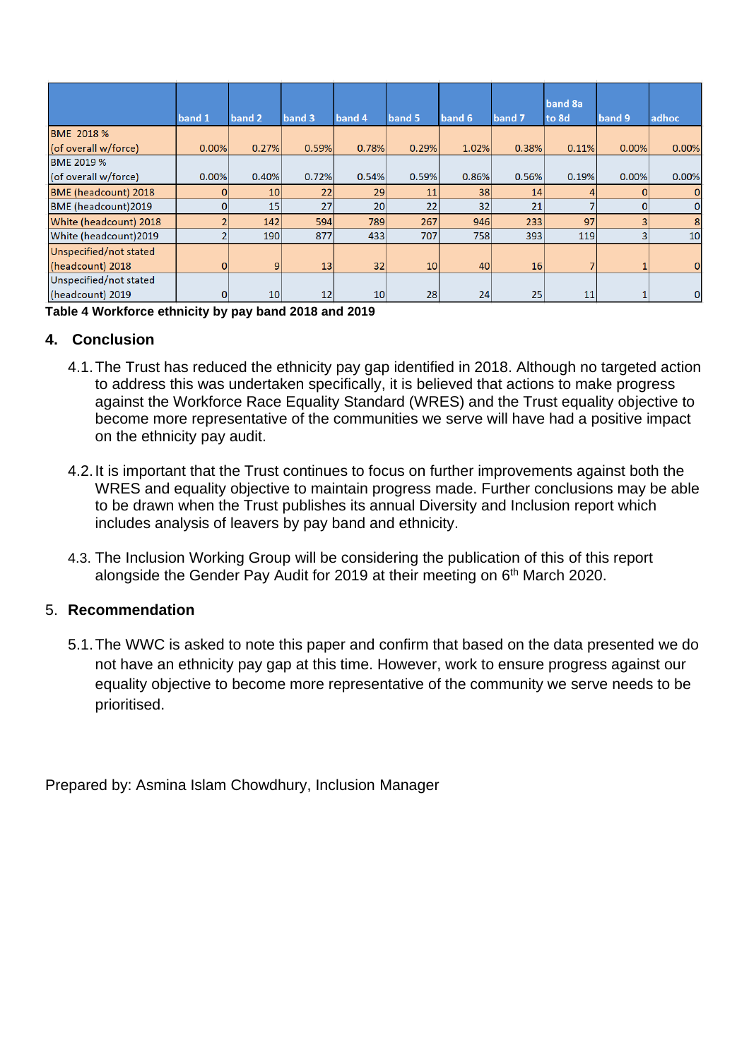| | band 1 | band 2 | band 3 | band 4 | band 5 | band 6 | band 7 | band 8a to 8d | band 9 | adhoc |
|---|---|---|---|---|---|---|---|---|---|---|
| BME 2018 % (of overall w/force) | 0.00% | 0.27% | 0.59% | 0.78% | 0.29% | 1.02% | 0.38% | 0.11% | 0.00% | 0.00% |
| BME 2019 % (of overall w/force) | 0.00% | 0.40% | 0.72% | 0.54% | 0.59% | 0.86% | 0.56% | 0.19% | 0.00% | 0.00% |
| BME (headcount) 2018 | 0 | 10 | 22 | 29 | 11 | 38 | 14 | 4 | 0 | 0 |
| BME (headcount)2019 | 0 | 15 | 27 | 20 | 22 | 32 | 21 | 7 | 0 | 0 |
| White (headcount) 2018 | 2 | 142 | 594 | 789 | 267 | 946 | 233 | 97 | 3 | 8 |
| White (headcount)2019 | 2 | 190 | 877 | 433 | 707 | 758 | 393 | 119 | 3 | 10 |
| Unspecified/not stated (headcount) 2018 | 0 | 9 | 13 | 32 | 10 | 40 | 16 | 7 | 1 | 0 |
| Unspecified/not stated (headcount) 2019 | 0 | 10 | 12 | 10 | 28 | 24 | 25 | 11 | 1 | 0 |

**Table 4 Workforce ethnicity by pay band 2018 and 2019**

## 4. Conclusion

4.1. The Trust has reduced the ethnicity pay gap identified in 2018. Although no targeted action to address this was undertaken specifically, it is believed that actions to make progress against the Workforce Race Equality Standard (WRES) and the Trust equality objective to become more representative of the communities we serve will have had a positive impact on the ethnicity pay audit.

4.2. It is important that the Trust continues to focus on further improvements against both the WRES and equality objective to maintain progress made. Further conclusions may be able to be drawn when the Trust publishes its annual Diversity and Inclusion report which includes analysis of leavers by pay band and ethnicity.

4.3. The Inclusion Working Group will be considering the publication of this of this report alongside the Gender Pay Audit for 2019 at their meeting on 6th March 2020.

## 5. Recommendation

5.1. The WWC is asked to note this paper and confirm that based on the data presented we do not have an ethnicity pay gap at this time. However, work to ensure progress against our equality objective to become more representative of the community we serve needs to be prioritised.

Prepared by: Asmina Islam Chowdhury, Inclusion Manager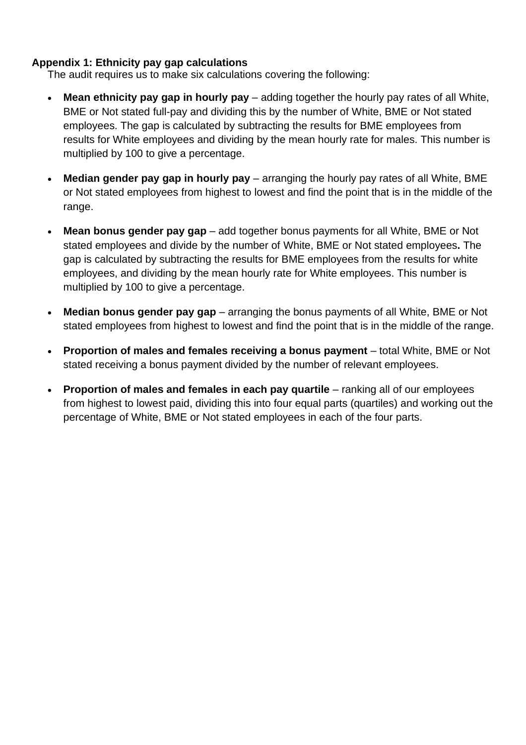**Appendix 1: Ethnicity pay gap calculations**

The audit requires us to make six calculations covering the following:

- **Mean ethnicity pay gap in hourly pay** – adding together the hourly pay rates of all White, BME or Not stated full-pay and dividing this by the number of White, BME or Not stated employees. The gap is calculated by subtracting the results for BME employees from results for White employees and dividing by the mean hourly rate for males. This number is multiplied by 100 to give a percentage.

- **Median gender pay gap in hourly pay** – arranging the hourly pay rates of all White, BME or Not stated employees from highest to lowest and find the point that is in the middle of the range.

- **Mean bonus gender pay gap** – add together bonus payments for all White, BME or Not stated employees and divide by the number of White, BME or Not stated employees**.** The gap is calculated by subtracting the results for BME employees from the results for white employees, and dividing by the mean hourly rate for White employees. This number is multiplied by 100 to give a percentage.

- **Median bonus gender pay gap** – arranging the bonus payments of all White, BME or Not stated employees from highest to lowest and find the point that is in the middle of the range.

- **Proportion of males and females receiving a bonus payment** – total White, BME or Not stated receiving a bonus payment divided by the number of relevant employees.

- **Proportion of males and females in each pay quartile** – ranking all of our employees from highest to lowest paid, dividing this into four equal parts (quartiles) and working out the percentage of White, BME or Not stated employees in each of the four parts.